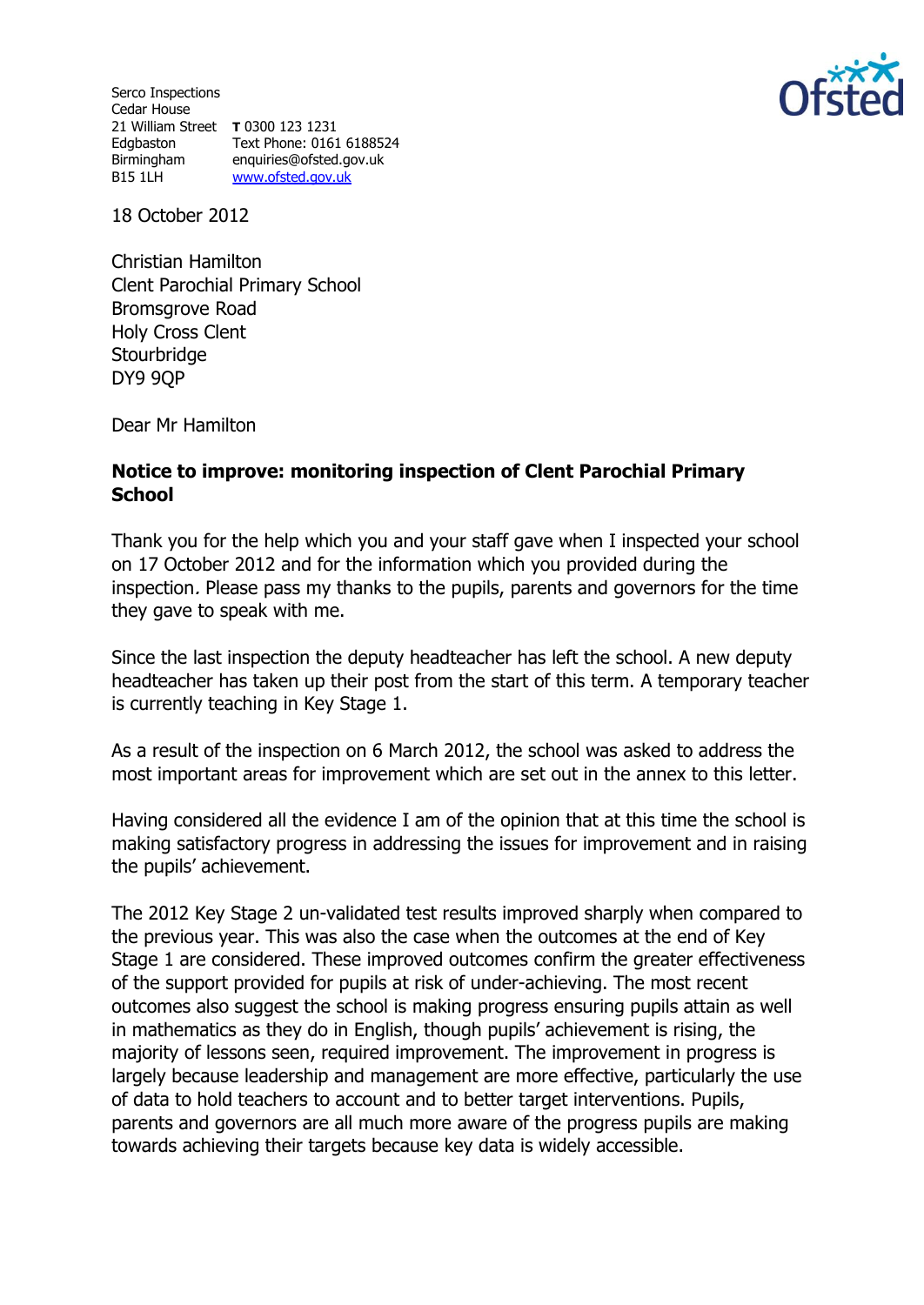Serco Inspections
Cedar House
21 William Street
Edgbaston
Birmingham
B15 1LH

**T** 0300 123 1231
Text Phone: 0161 6188524
enquiries@ofsted.gov.uk
www.ofsted.gov.uk

18 October 2012

Christian Hamilton
Clent Parochial Primary School
Bromsgrove Road
Holy Cross Clent
Stourbridge
DY9 9QP

Dear Mr Hamilton

**Notice to improve: monitoring inspection of Clent Parochial Primary School**

Thank you for the help which you and your staff gave when I inspected your school on 17 October 2012 and for the information which you provided during the inspection. Please pass my thanks to the pupils, parents and governors for the time they gave to speak with me.

Since the last inspection the deputy headteacher has left the school. A new deputy headteacher has taken up their post from the start of this term. A temporary teacher is currently teaching in Key Stage 1.

As a result of the inspection on 6 March 2012, the school was asked to address the most important areas for improvement which are set out in the annex to this letter.

Having considered all the evidence I am of the opinion that at this time the school is making satisfactory progress in addressing the issues for improvement and in raising the pupils' achievement.

The 2012 Key Stage 2 un-validated test results improved sharply when compared to the previous year. This was also the case when the outcomes at the end of Key Stage 1 are considered. These improved outcomes confirm the greater effectiveness of the support provided for pupils at risk of under-achieving. The most recent outcomes also suggest the school is making progress ensuring pupils attain as well in mathematics as they do in English, though pupils' achievement is rising, the majority of lessons seen, required improvement. The improvement in progress is largely because leadership and management are more effective, particularly the use of data to hold teachers to account and to better target interventions. Pupils, parents and governors are all much more aware of the progress pupils are making towards achieving their targets because key data is widely accessible.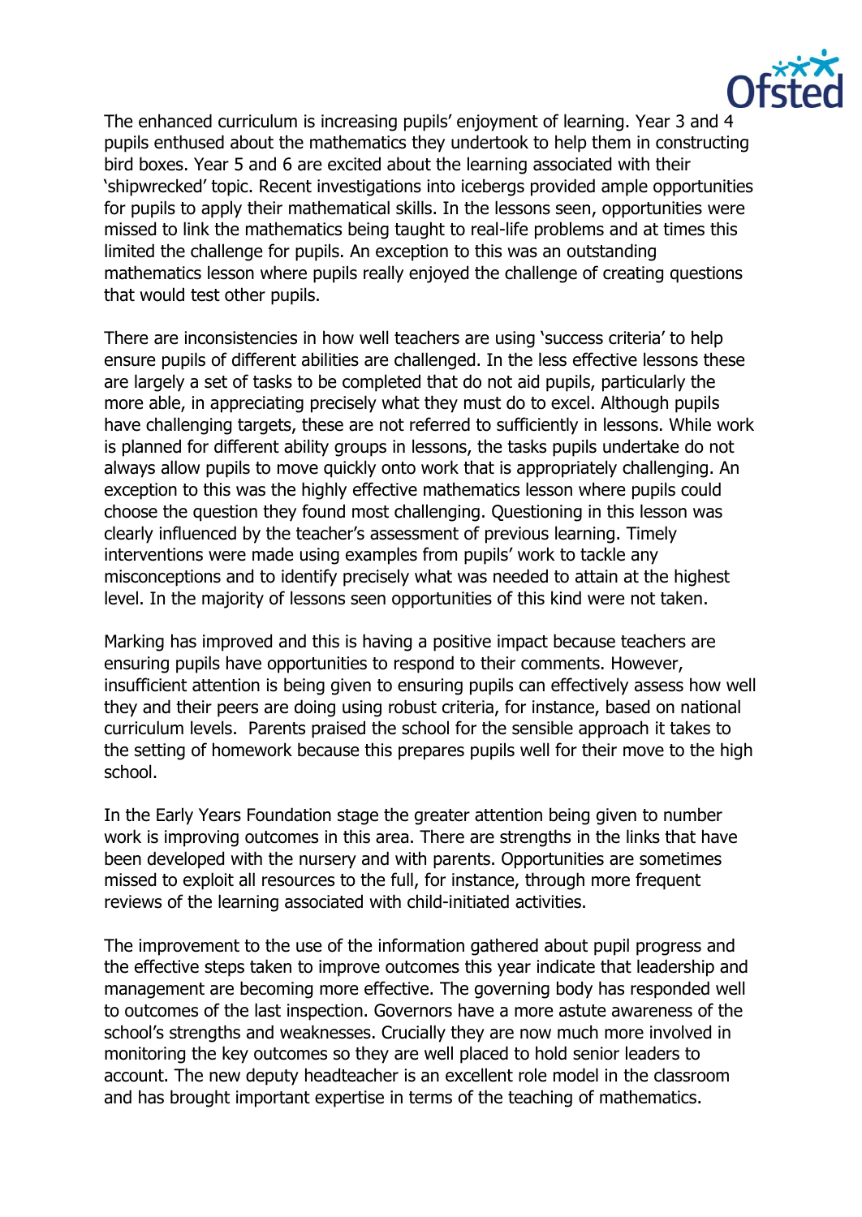The enhanced curriculum is increasing pupils' enjoyment of learning. Year 3 and 4 pupils enthused about the mathematics they undertook to help them in constructing bird boxes. Year 5 and 6 are excited about the learning associated with their 'shipwrecked' topic. Recent investigations into icebergs provided ample opportunities for pupils to apply their mathematical skills. In the lessons seen, opportunities were missed to link the mathematics being taught to real-life problems and at times this limited the challenge for pupils. An exception to this was an outstanding mathematics lesson where pupils really enjoyed the challenge of creating questions that would test other pupils.

There are inconsistencies in how well teachers are using 'success criteria' to help ensure pupils of different abilities are challenged. In the less effective lessons these are largely a set of tasks to be completed that do not aid pupils, particularly the more able, in appreciating precisely what they must do to excel. Although pupils have challenging targets, these are not referred to sufficiently in lessons. While work is planned for different ability groups in lessons, the tasks pupils undertake do not always allow pupils to move quickly onto work that is appropriately challenging. An exception to this was the highly effective mathematics lesson where pupils could choose the question they found most challenging. Questioning in this lesson was clearly influenced by the teacher's assessment of previous learning. Timely interventions were made using examples from pupils' work to tackle any misconceptions and to identify precisely what was needed to attain at the highest level. In the majority of lessons seen opportunities of this kind were not taken.

Marking has improved and this is having a positive impact because teachers are ensuring pupils have opportunities to respond to their comments. However, insufficient attention is being given to ensuring pupils can effectively assess how well they and their peers are doing using robust criteria, for instance, based on national curriculum levels. Parents praised the school for the sensible approach it takes to the setting of homework because this prepares pupils well for their move to the high school.

In the Early Years Foundation stage the greater attention being given to number work is improving outcomes in this area. There are strengths in the links that have been developed with the nursery and with parents. Opportunities are sometimes missed to exploit all resources to the full, for instance, through more frequent reviews of the learning associated with child-initiated activities.

The improvement to the use of the information gathered about pupil progress and the effective steps taken to improve outcomes this year indicate that leadership and management are becoming more effective. The governing body has responded well to outcomes of the last inspection. Governors have a more astute awareness of the school's strengths and weaknesses. Crucially they are now much more involved in monitoring the key outcomes so they are well placed to hold senior leaders to account. The new deputy headteacher is an excellent role model in the classroom and has brought important expertise in terms of the teaching of mathematics.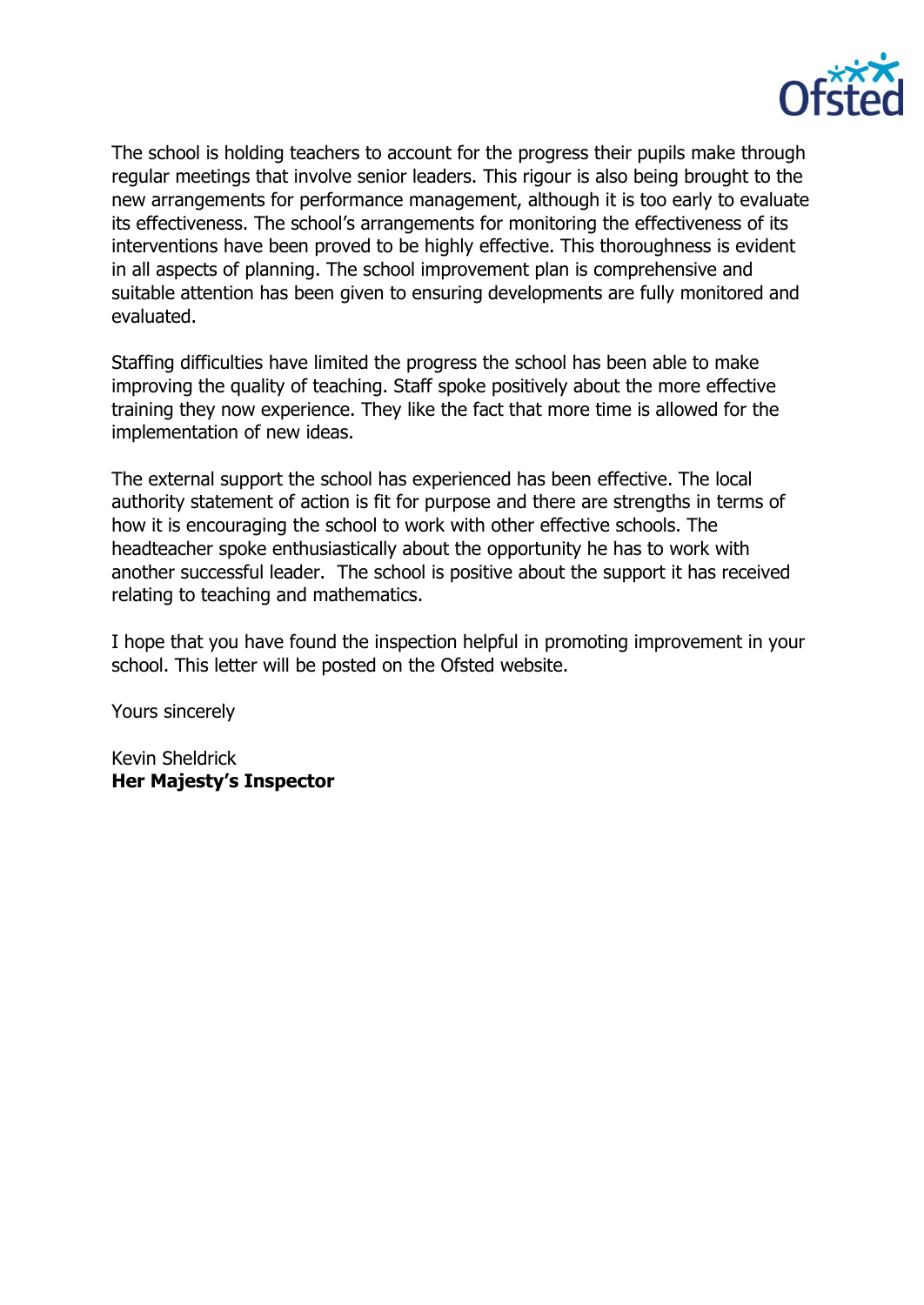The school is holding teachers to account for the progress their pupils make through regular meetings that involve senior leaders. This rigour is also being brought to the new arrangements for performance management, although it is too early to evaluate its effectiveness. The school's arrangements for monitoring the effectiveness of its interventions have been proved to be highly effective. This thoroughness is evident in all aspects of planning. The school improvement plan is comprehensive and suitable attention has been given to ensuring developments are fully monitored and evaluated.

Staffing difficulties have limited the progress the school has been able to make improving the quality of teaching. Staff spoke positively about the more effective training they now experience. They like the fact that more time is allowed for the implementation of new ideas.

The external support the school has experienced has been effective. The local authority statement of action is fit for purpose and there are strengths in terms of how it is encouraging the school to work with other effective schools. The headteacher spoke enthusiastically about the opportunity he has to work with another successful leader. The school is positive about the support it has received relating to teaching and mathematics.

I hope that you have found the inspection helpful in promoting improvement in your school. This letter will be posted on the Ofsted website.

Yours sincerely

Kevin Sheldrick
**Her Majesty's Inspector**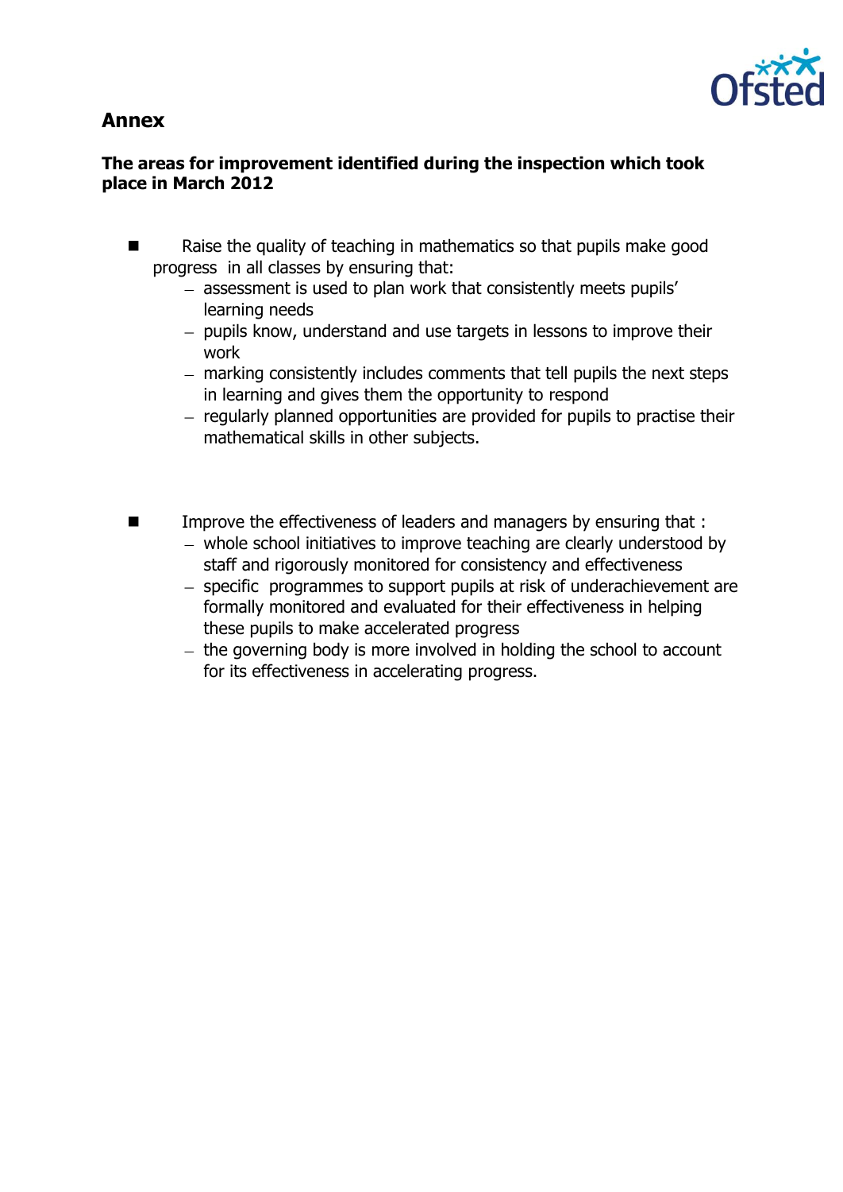## Annex

**The areas for improvement identified during the inspection which took place in March 2012**

- Raise the quality of teaching in mathematics so that pupils make good progress in all classes by ensuring that:
  - assessment is used to plan work that consistently meets pupils' learning needs
  - pupils know, understand and use targets in lessons to improve their work
  - marking consistently includes comments that tell pupils the next steps in learning and gives them the opportunity to respond
  - regularly planned opportunities are provided for pupils to practise their mathematical skills in other subjects.

- Improve the effectiveness of leaders and managers by ensuring that :
  - whole school initiatives to improve teaching are clearly understood by staff and rigorously monitored for consistency and effectiveness
  - specific programmes to support pupils at risk of underachievement are formally monitored and evaluated for their effectiveness in helping these pupils to make accelerated progress
  - the governing body is more involved in holding the school to account for its effectiveness in accelerating progress.